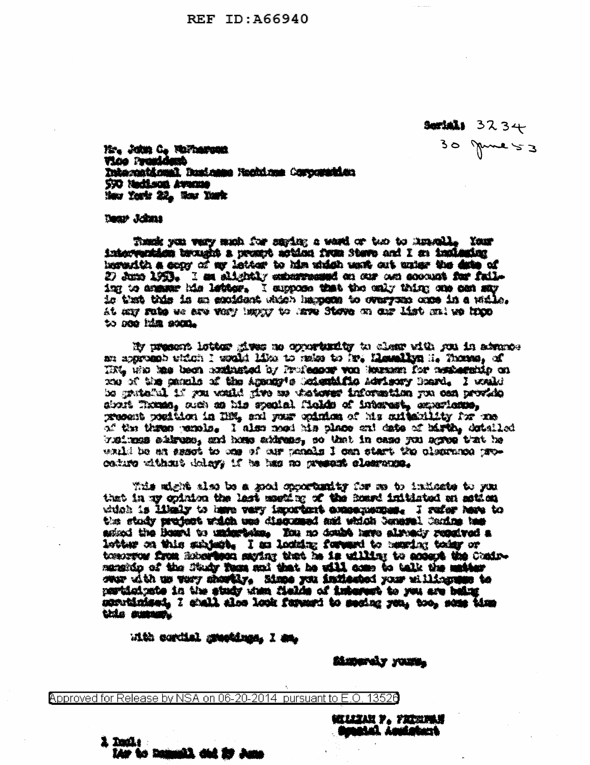REF ID:A66940

Serial: 3234
30 June 53

Mr. John C. McPherson
Vice President
International Business Machines Corporation
590 Madison Avenue
New York 22, New York

Dear John:

Thank you very much for saying a word or two to Russell. Your intervention brought a prompt action from Steve and I am inclosing herewith a copy of my letter to him which went out under the date of 27 June 1953. I am slightly embarrassed on our own account for failing to answer his letter. I suppose that the only thing one can say is that this is an accident which happens to everyone once in a while. At any rate we are very happy to have Steve on our list and we hope to see him soon.

My present letter gives me opportunity to clear with you in advance an approach which I would like to make to Mr. Llewellyn H. Thomas, of IBM, who has been nominated by Professor von Neumann for membership on one of the panels of the Agency's Scientific Advisory Board. I would be grateful if you would give me whatever information you can provide about Thomas, such as his special fields of interest, experience, present position in IBM, and your opinion of his suitability for one of the three panels. I also need his place and date of birth, detailed business address, and home address, so that in case you agree that he would be an asset to one of our panels I can start the clearance procedure without delay, if he has no present clearance.

This might also be a good opportunity for me to indicate to you that in my opinion the last meeting of the Board initiated an action which is likely to have very important consequences. I refer here to the study project which was discussed and which General Canine has asked the Board to undertake. You no doubt have already received a letter on this subject. I am looking forward to hearing today or tomorrow from Robertson saying that he is willing to accept the Chairmanship of the Study Team and that he will come to talk the matter over with us very shortly. Since you indicated your willingness to participate in the study when fields of interest to you are being scrutinized, I shall also look forward to seeing you, too, some time this summer.

With cordial greetings, I am,

Sincerely yours,

WILLIAM F. FRIEDMAN
Special Assistant

1 Incl:
Ltr to Russell dtd 27 June

Approved for Release by NSA on 06-20-2014 pursuant to E.O. 13526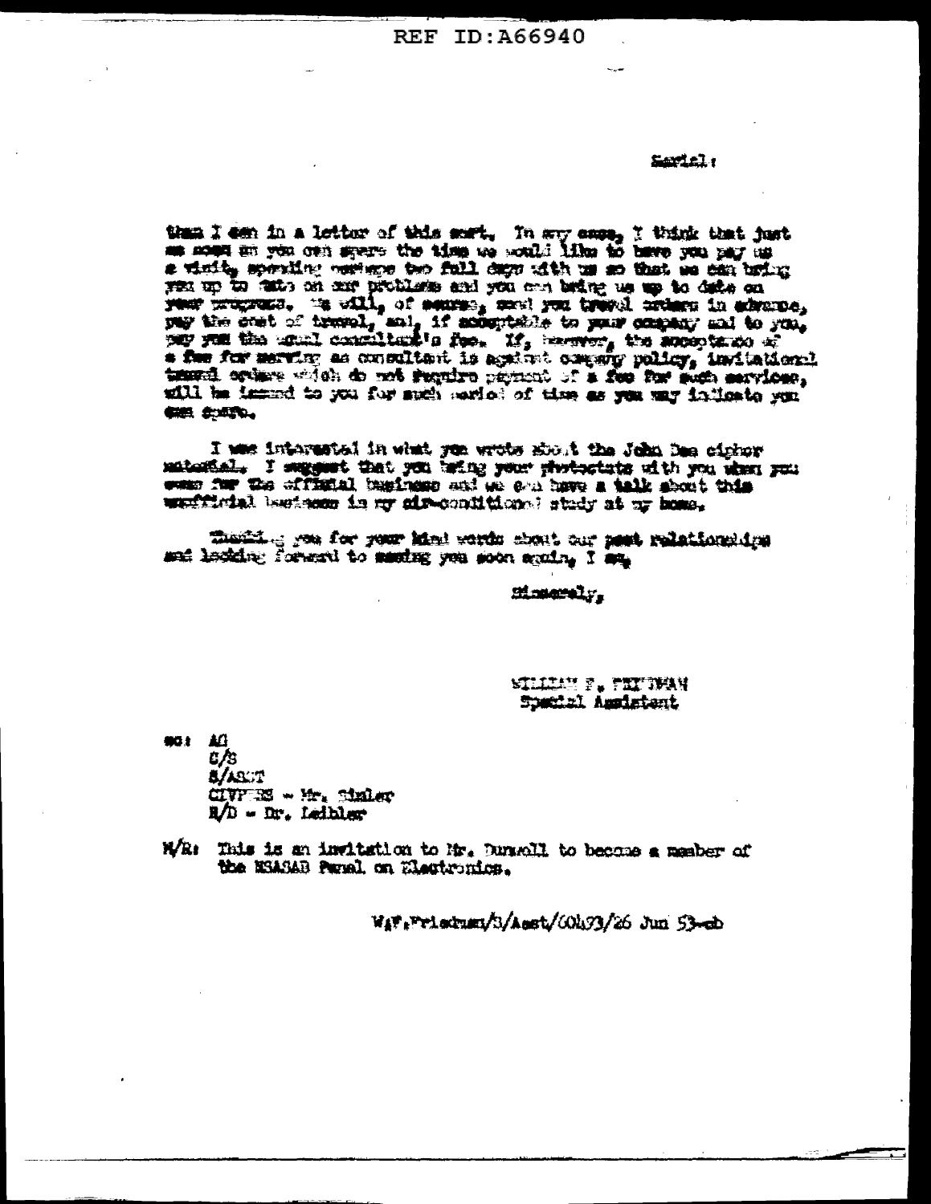Serial:

than I can in a letter of this sort. In any case, I think that just as soon as you can spare the time we would like to have you pay us a visit, spending perhaps two full days with us so that we can bring you up to date on our problems and you can bring us up to date on your progress. We will, of course, send you travel orders in advance, pay the cost of travel, and, if acceptable to your company and to you, pay you the usual consultant's fee. If, however, the acceptance of a fee for serving as consultant is against company policy, invitational travel orders which do not require payment of a fee for such services, will be issued to you for such period of time as you may indicate you can spare.

I was interested in what you wrote about the John Dee cipher material. I suggest that you bring your photostats with you when you come for the official business and we can have a talk about this unofficial business in my air-conditioned study at my home.

Thanking you for your kind words about our past relationships and looking forward to seeing you soon again, I am,

Sincerely,

WILLIAM F. FRIEDMAN
Special Assistant

cc: AG
C/S
S/ASST
CIVPERS - Mr. Sinkov
R/D - Dr. Leibler

M/R: This is an invitation to Mr. Dunwell to become a member of the NSASAB Panel on Electronics.

WFF:Friedman/S/Asst/60473/26 Jun 53-eb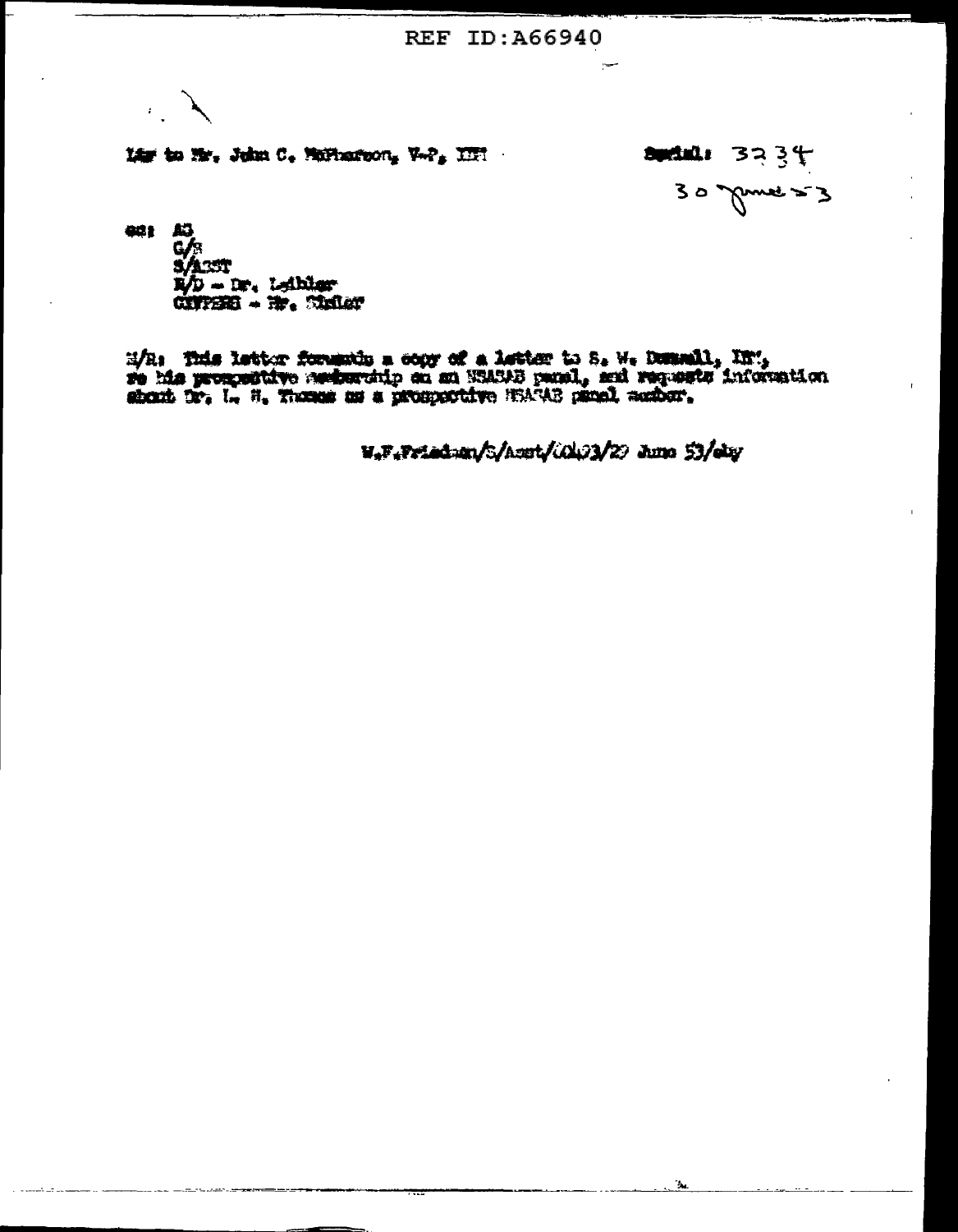REF ID:A66940

Ltr to Mr. John C. McPherson, V-P, IBM

Serial: 3234
30 June 53

cc: AG
G/R
S/ASST
R/D - Dr. Leibler
CRYPTO - Mr. Sinkov

M/R: This letter forwards a copy of a letter to S. W. Dunwell, IBM, re his prospective membership on an NSASAB panel, and requests information about Dr. L. H. Thomas as a prospective NSASAB panel member.

W.F.Friedman/S/Asst/60423/29 June 53/eby